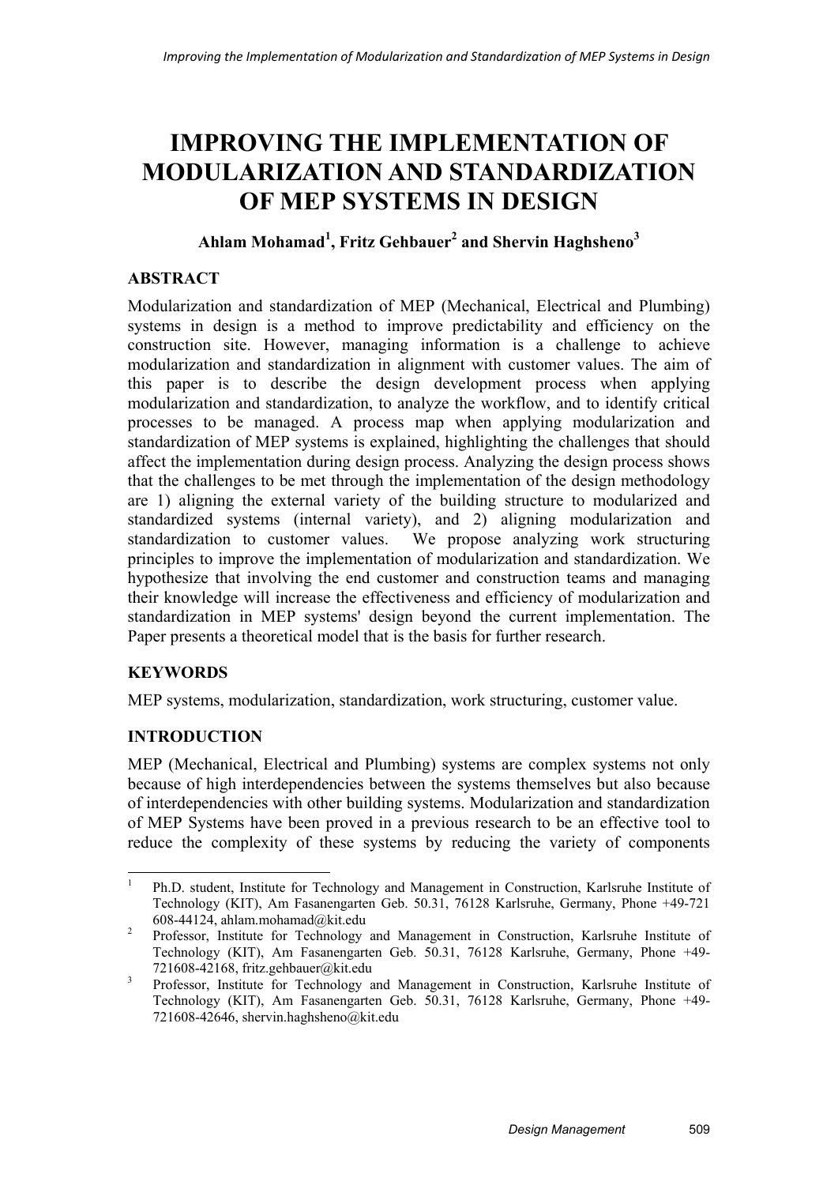# IMPROVING THE IMPLEMENTATION OF MODULARIZATION AND STANDARDIZATION OF MEP SYSTEMS IN DESIGN

**Ahlam Mohamad[1], Fritz Gehbauer[2] and Shervin Haghsheno[3]**

## ABSTRACT

Modularization and standardization of MEP (Mechanical, Electrical and Plumbing) systems in design is a method to improve predictability and efficiency on the construction site. However, managing information is a challenge to achieve modularization and standardization in alignment with customer values. The aim of this paper is to describe the design development process when applying modularization and standardization, to analyze the workflow, and to identify critical processes to be managed. A process map when applying modularization and standardization of MEP systems is explained, highlighting the challenges that should affect the implementation during design process. Analyzing the design process shows that the challenges to be met through the implementation of the design methodology are 1) aligning the external variety of the building structure to modularized and standardized systems (internal variety), and 2) aligning modularization and standardization to customer values. We propose analyzing work structuring principles to improve the implementation of modularization and standardization. We hypothesize that involving the end customer and construction teams and managing their knowledge will increase the effectiveness and efficiency of modularization and standardization in MEP systems' design beyond the current implementation. The Paper presents a theoretical model that is the basis for further research.

## KEYWORDS

MEP systems, modularization, standardization, work structuring, customer value.

## INTRODUCTION

MEP (Mechanical, Electrical and Plumbing) systems are complex systems not only because of high interdependencies between the systems themselves but also because of interdependencies with other building systems. Modularization and standardization of MEP Systems have been proved in a previous research to be an effective tool to reduce the complexity of these systems by reducing the variety of components

---

[1] Ph.D. student, Institute for Technology and Management in Construction, Karlsruhe Institute of Technology (KIT), Am Fasanengarten Geb. 50.31, 76128 Karlsruhe, Germany, Phone +49-721 608-44124, ahlam.mohamad@kit.edu

[2] Professor, Institute for Technology and Management in Construction, Karlsruhe Institute of Technology (KIT), Am Fasanengarten Geb. 50.31, 76128 Karlsruhe, Germany, Phone +49-721608-42168, fritz.gehbauer@kit.edu

[3] Professor, Institute for Technology and Management in Construction, Karlsruhe Institute of Technology (KIT), Am Fasanengarten Geb. 50.31, 76128 Karlsruhe, Germany, Phone +49-721608-42646, shervin.haghsheno@kit.edu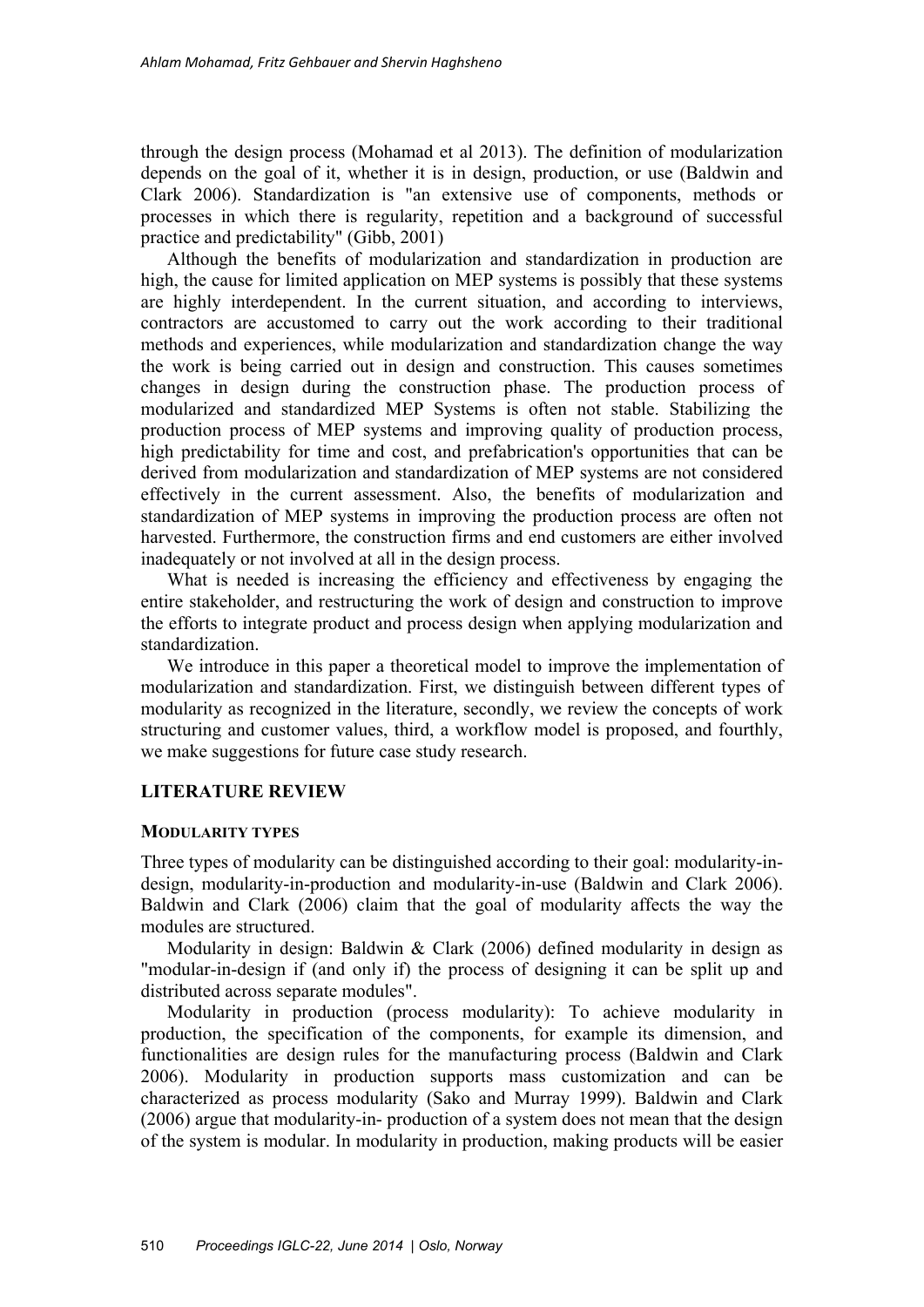through the design process (Mohamad et al 2013). The definition of modularization depends on the goal of it, whether it is in design, production, or use (Baldwin and Clark 2006). Standardization is "an extensive use of components, methods or processes in which there is regularity, repetition and a background of successful practice and predictability" (Gibb, 2001)

Although the benefits of modularization and standardization in production are high, the cause for limited application on MEP systems is possibly that these systems are highly interdependent. In the current situation, and according to interviews, contractors are accustomed to carry out the work according to their traditional methods and experiences, while modularization and standardization change the way the work is being carried out in design and construction. This causes sometimes changes in design during the construction phase. The production process of modularized and standardized MEP Systems is often not stable. Stabilizing the production process of MEP systems and improving quality of production process, high predictability for time and cost, and prefabrication's opportunities that can be derived from modularization and standardization of MEP systems are not considered effectively in the current assessment. Also, the benefits of modularization and standardization of MEP systems in improving the production process are often not harvested. Furthermore, the construction firms and end customers are either involved inadequately or not involved at all in the design process.

What is needed is increasing the efficiency and effectiveness by engaging the entire stakeholder, and restructuring the work of design and construction to improve the efforts to integrate product and process design when applying modularization and standardization.

We introduce in this paper a theoretical model to improve the implementation of modularization and standardization. First, we distinguish between different types of modularity as recognized in the literature, secondly, we review the concepts of work structuring and customer values, third, a workflow model is proposed, and fourthly, we make suggestions for future case study research.

## LITERATURE REVIEW

### MODULARITY TYPES

Three types of modularity can be distinguished according to their goal: modularity-in-design, modularity-in-production and modularity-in-use (Baldwin and Clark 2006). Baldwin and Clark (2006) claim that the goal of modularity affects the way the modules are structured.

Modularity in design: Baldwin & Clark (2006) defined modularity in design as "modular-in-design if (and only if) the process of designing it can be split up and distributed across separate modules".

Modularity in production (process modularity): To achieve modularity in production, the specification of the components, for example its dimension, and functionalities are design rules for the manufacturing process (Baldwin and Clark 2006). Modularity in production supports mass customization and can be characterized as process modularity (Sako and Murray 1999). Baldwin and Clark (2006) argue that modularity-in- production of a system does not mean that the design of the system is modular. In modularity in production, making products will be easier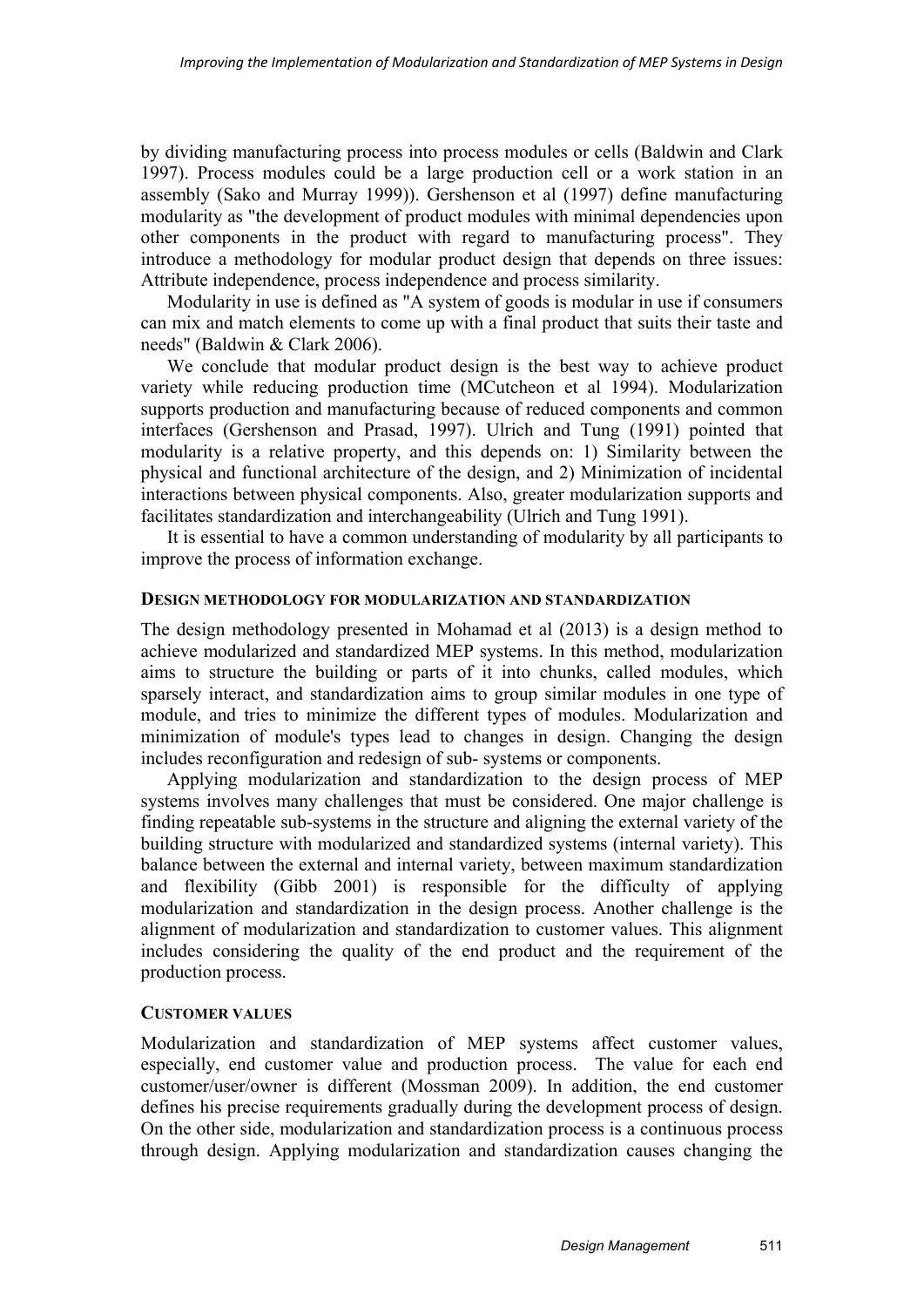by dividing manufacturing process into process modules or cells (Baldwin and Clark 1997). Process modules could be a large production cell or a work station in an assembly (Sako and Murray 1999)). Gershenson et al (1997) define manufacturing modularity as "the development of product modules with minimal dependencies upon other components in the product with regard to manufacturing process". They introduce a methodology for modular product design that depends on three issues: Attribute independence, process independence and process similarity.

Modularity in use is defined as "A system of goods is modular in use if consumers can mix and match elements to come up with a final product that suits their taste and needs" (Baldwin & Clark 2006).

We conclude that modular product design is the best way to achieve product variety while reducing production time (MCutcheon et al 1994). Modularization supports production and manufacturing because of reduced components and common interfaces (Gershenson and Prasad, 1997). Ulrich and Tung (1991) pointed that modularity is a relative property, and this depends on: 1) Similarity between the physical and functional architecture of the design, and 2) Minimization of incidental interactions between physical components. Also, greater modularization supports and facilitates standardization and interchangeability (Ulrich and Tung 1991).

It is essential to have a common understanding of modularity by all participants to improve the process of information exchange.

## DESIGN METHODOLOGY FOR MODULARIZATION AND STANDARDIZATION

The design methodology presented in Mohamad et al (2013) is a design method to achieve modularized and standardized MEP systems. In this method, modularization aims to structure the building or parts of it into chunks, called modules, which sparsely interact, and standardization aims to group similar modules in one type of module, and tries to minimize the different types of modules. Modularization and minimization of module's types lead to changes in design. Changing the design includes reconfiguration and redesign of sub- systems or components.

Applying modularization and standardization to the design process of MEP systems involves many challenges that must be considered. One major challenge is finding repeatable sub-systems in the structure and aligning the external variety of the building structure with modularized and standardized systems (internal variety). This balance between the external and internal variety, between maximum standardization and flexibility (Gibb 2001) is responsible for the difficulty of applying modularization and standardization in the design process. Another challenge is the alignment of modularization and standardization to customer values. This alignment includes considering the quality of the end product and the requirement of the production process.

## CUSTOMER VALUES

Modularization and standardization of MEP systems affect customer values, especially, end customer value and production process. The value for each end customer/user/owner is different (Mossman 2009). In addition, the end customer defines his precise requirements gradually during the development process of design. On the other side, modularization and standardization process is a continuous process through design. Applying modularization and standardization causes changing the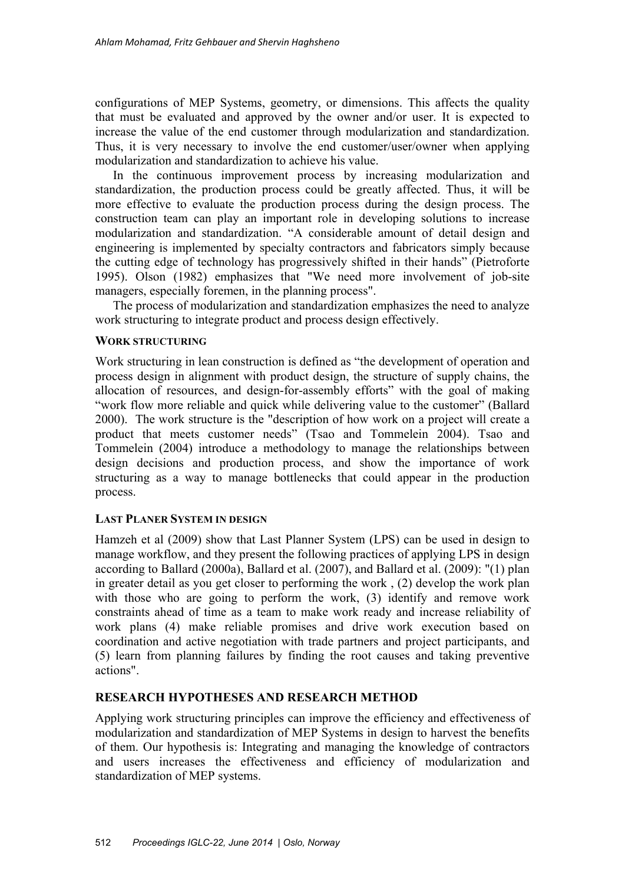configurations of MEP Systems, geometry, or dimensions. This affects the quality that must be evaluated and approved by the owner and/or user. It is expected to increase the value of the end customer through modularization and standardization. Thus, it is very necessary to involve the end customer/user/owner when applying modularization and standardization to achieve his value.

In the continuous improvement process by increasing modularization and standardization, the production process could be greatly affected. Thus, it will be more effective to evaluate the production process during the design process. The construction team can play an important role in developing solutions to increase modularization and standardization. "A considerable amount of detail design and engineering is implemented by specialty contractors and fabricators simply because the cutting edge of technology has progressively shifted in their hands" (Pietroforte 1995). Olson (1982) emphasizes that "We need more involvement of job-site managers, especially foremen, in the planning process".

The process of modularization and standardization emphasizes the need to analyze work structuring to integrate product and process design effectively.

### WORK STRUCTURING

Work structuring in lean construction is defined as "the development of operation and process design in alignment with product design, the structure of supply chains, the allocation of resources, and design-for-assembly efforts" with the goal of making "work flow more reliable and quick while delivering value to the customer" (Ballard 2000). The work structure is the "description of how work on a project will create a product that meets customer needs" (Tsao and Tommelein 2004). Tsao and Tommelein (2004) introduce a methodology to manage the relationships between design decisions and production process, and show the importance of work structuring as a way to manage bottlenecks that could appear in the production process.

### LAST PLANER SYSTEM IN DESIGN

Hamzeh et al (2009) show that Last Planner System (LPS) can be used in design to manage workflow, and they present the following practices of applying LPS in design according to Ballard (2000a), Ballard et al. (2007), and Ballard et al. (2009): "(1) plan in greater detail as you get closer to performing the work , (2) develop the work plan with those who are going to perform the work, (3) identify and remove work constraints ahead of time as a team to make work ready and increase reliability of work plans (4) make reliable promises and drive work execution based on coordination and active negotiation with trade partners and project participants, and (5) learn from planning failures by finding the root causes and taking preventive actions".

## RESEARCH HYPOTHESES AND RESEARCH METHOD

Applying work structuring principles can improve the efficiency and effectiveness of modularization and standardization of MEP Systems in design to harvest the benefits of them. Our hypothesis is: Integrating and managing the knowledge of contractors and users increases the effectiveness and efficiency of modularization and standardization of MEP systems.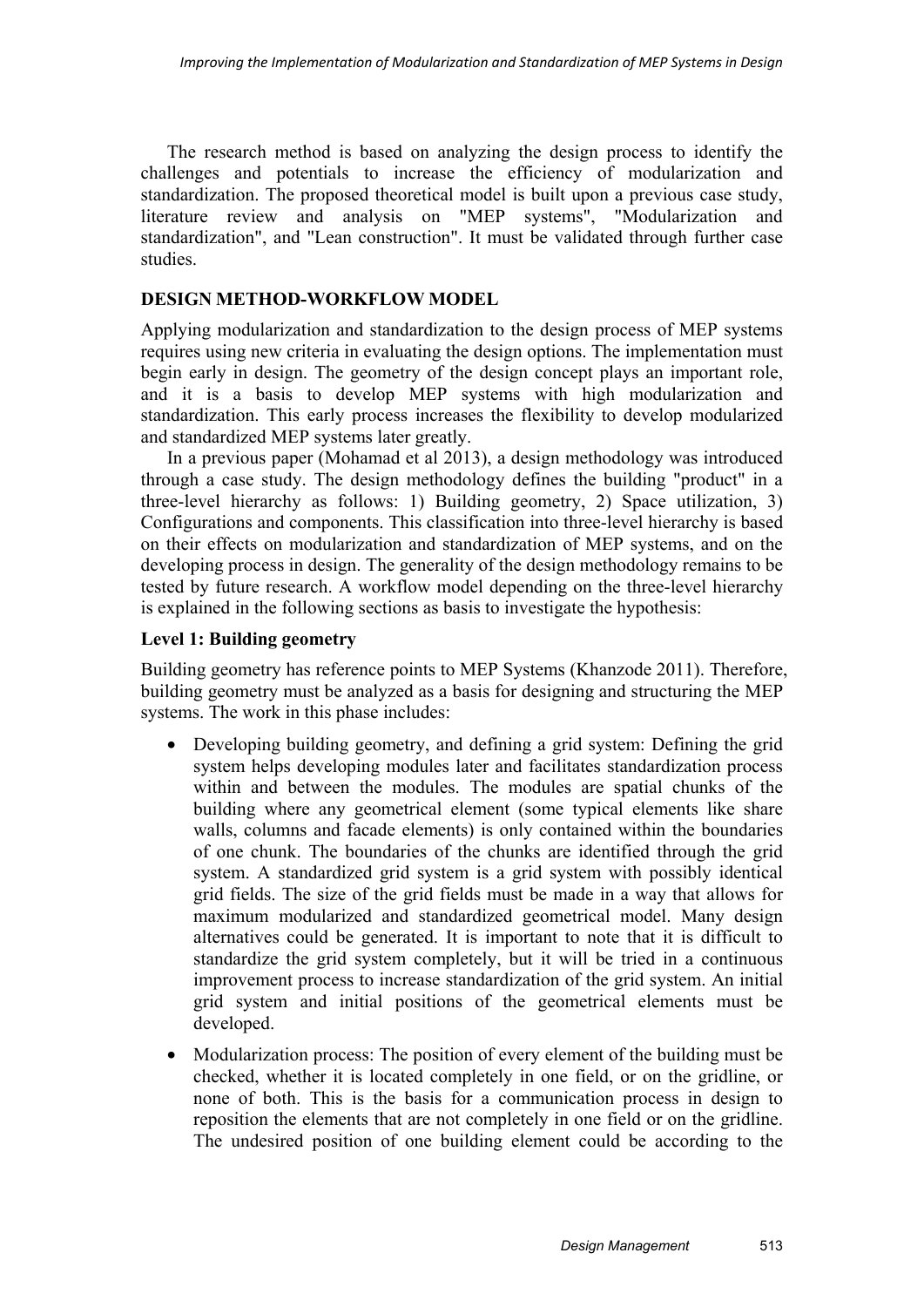The research method is based on analyzing the design process to identify the challenges and potentials to increase the efficiency of modularization and standardization. The proposed theoretical model is built upon a previous case study, literature review and analysis on "MEP systems", "Modularization and standardization", and "Lean construction". It must be validated through further case studies.

## DESIGN METHOD-WORKFLOW MODEL

Applying modularization and standardization to the design process of MEP systems requires using new criteria in evaluating the design options. The implementation must begin early in design. The geometry of the design concept plays an important role, and it is a basis to develop MEP systems with high modularization and standardization. This early process increases the flexibility to develop modularized and standardized MEP systems later greatly.

In a previous paper (Mohamad et al 2013), a design methodology was introduced through a case study. The design methodology defines the building "product" in a three-level hierarchy as follows: 1) Building geometry, 2) Space utilization, 3) Configurations and components. This classification into three-level hierarchy is based on their effects on modularization and standardization of MEP systems, and on the developing process in design. The generality of the design methodology remains to be tested by future research. A workflow model depending on the three-level hierarchy is explained in the following sections as basis to investigate the hypothesis:

### Level 1: Building geometry

Building geometry has reference points to MEP Systems (Khanzode 2011). Therefore, building geometry must be analyzed as a basis for designing and structuring the MEP systems. The work in this phase includes:

- Developing building geometry, and defining a grid system: Defining the grid system helps developing modules later and facilitates standardization process within and between the modules. The modules are spatial chunks of the building where any geometrical element (some typical elements like share walls, columns and facade elements) is only contained within the boundaries of one chunk. The boundaries of the chunks are identified through the grid system. A standardized grid system is a grid system with possibly identical grid fields. The size of the grid fields must be made in a way that allows for maximum modularized and standardized geometrical model. Many design alternatives could be generated. It is important to note that it is difficult to standardize the grid system completely, but it will be tried in a continuous improvement process to increase standardization of the grid system. An initial grid system and initial positions of the geometrical elements must be developed.
- Modularization process: The position of every element of the building must be checked, whether it is located completely in one field, or on the gridline, or none of both. This is the basis for a communication process in design to reposition the elements that are not completely in one field or on the gridline. The undesired position of one building element could be according to the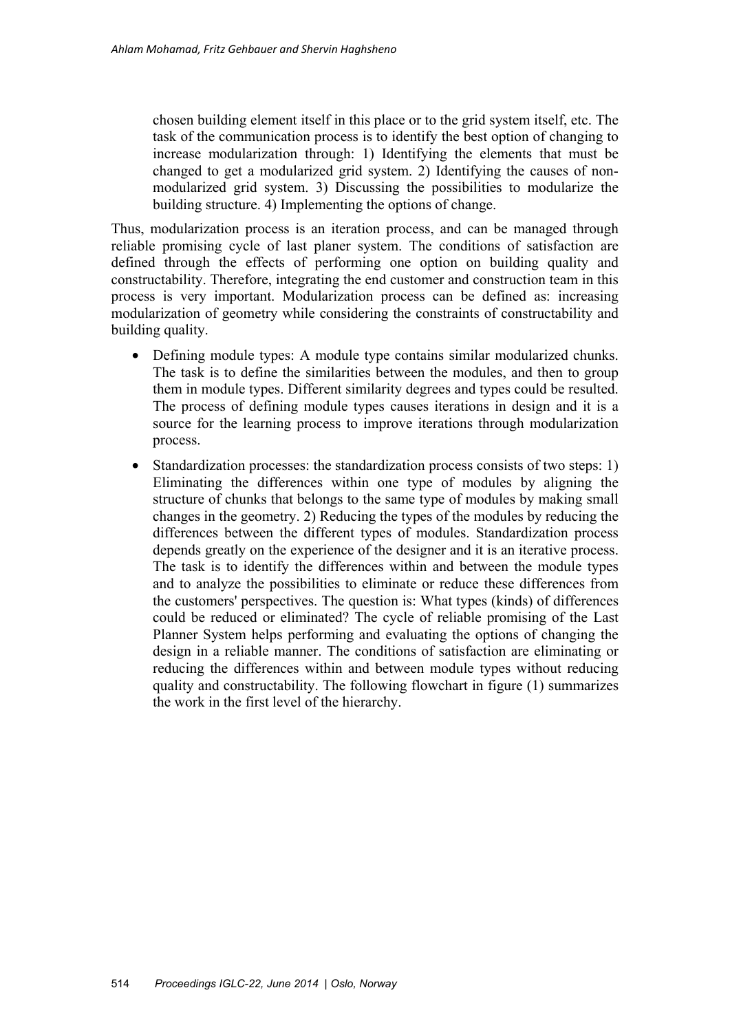chosen building element itself in this place or to the grid system itself, etc. The task of the communication process is to identify the best option of changing to increase modularization through: 1) Identifying the elements that must be changed to get a modularized grid system. 2) Identifying the causes of non-modularized grid system. 3) Discussing the possibilities to modularize the building structure. 4) Implementing the options of change.

Thus, modularization process is an iteration process, and can be managed through reliable promising cycle of last planer system. The conditions of satisfaction are defined through the effects of performing one option on building quality and constructability. Therefore, integrating the end customer and construction team in this process is very important. Modularization process can be defined as: increasing modularization of geometry while considering the constraints of constructability and building quality.

- Defining module types: A module type contains similar modularized chunks. The task is to define the similarities between the modules, and then to group them in module types. Different similarity degrees and types could be resulted. The process of defining module types causes iterations in design and it is a source for the learning process to improve iterations through modularization process.
- Standardization processes: the standardization process consists of two steps: 1) Eliminating the differences within one type of modules by aligning the structure of chunks that belongs to the same type of modules by making small changes in the geometry. 2) Reducing the types of the modules by reducing the differences between the different types of modules. Standardization process depends greatly on the experience of the designer and it is an iterative process. The task is to identify the differences within and between the module types and to analyze the possibilities to eliminate or reduce these differences from the customers' perspectives. The question is: What types (kinds) of differences could be reduced or eliminated? The cycle of reliable promising of the Last Planner System helps performing and evaluating the options of changing the design in a reliable manner. The conditions of satisfaction are eliminating or reducing the differences within and between module types without reducing quality and constructability. The following flowchart in figure (1) summarizes the work in the first level of the hierarchy.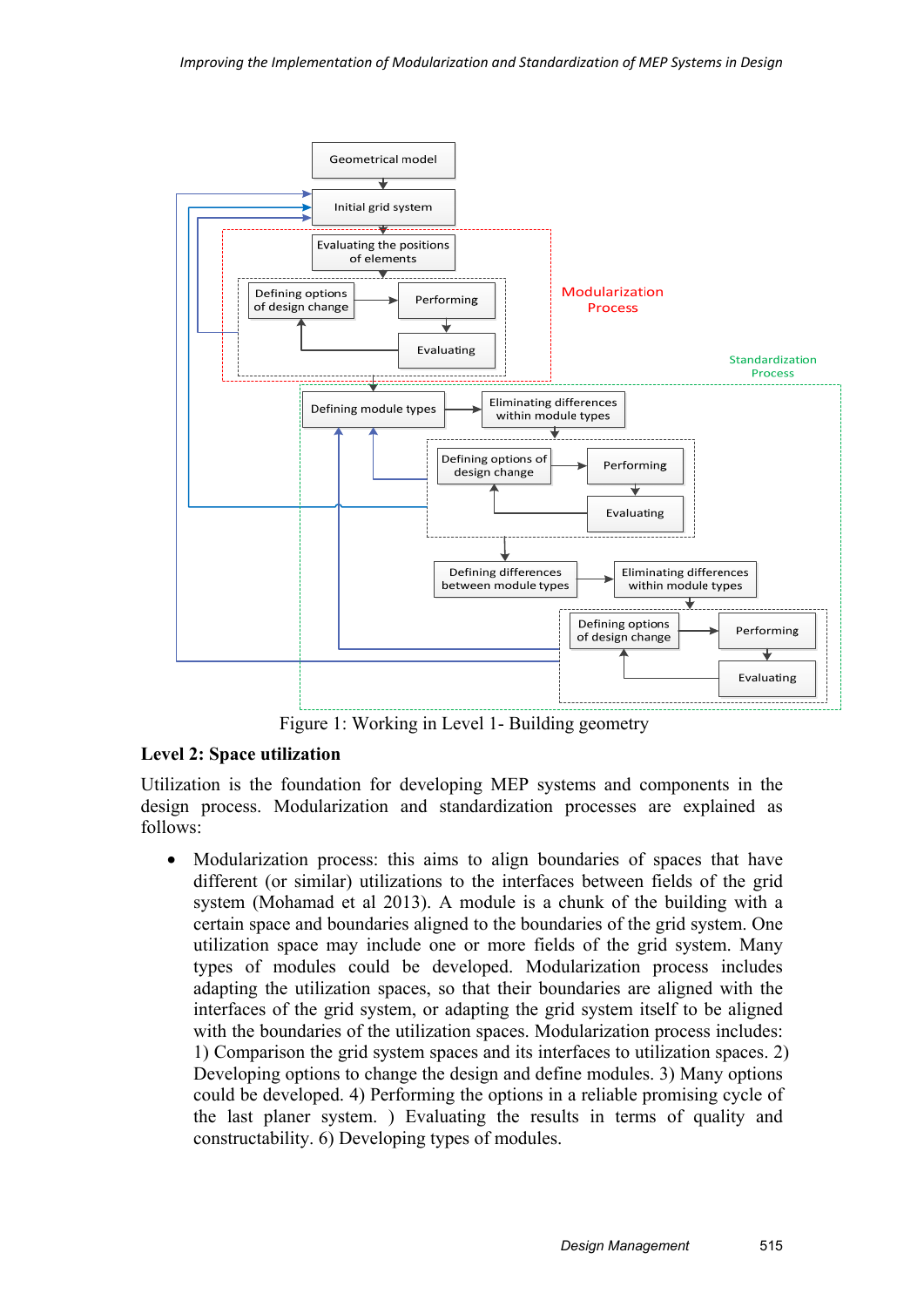Figure 1: Working in Level 1- Building geometry

**Level 2: Space utilization**

Utilization is the foundation for developing MEP systems and components in the design process. Modularization and standardization processes are explained as follows:

- Modularization process: this aims to align boundaries of spaces that have different (or similar) utilizations to the interfaces between fields of the grid system (Mohamad et al 2013). A module is a chunk of the building with a certain space and boundaries aligned to the boundaries of the grid system. One utilization space may include one or more fields of the grid system. Many types of modules could be developed. Modularization process includes adapting the utilization spaces, so that their boundaries are aligned with the interfaces of the grid system, or adapting the grid system itself to be aligned with the boundaries of the utilization spaces. Modularization process includes: 1) Comparison the grid system spaces and its interfaces to utilization spaces. 2) Developing options to change the design and define modules. 3) Many options could be developed. 4) Performing the options in a reliable promising cycle of the last planer system. ) Evaluating the results in terms of quality and constructability. 6) Developing types of modules.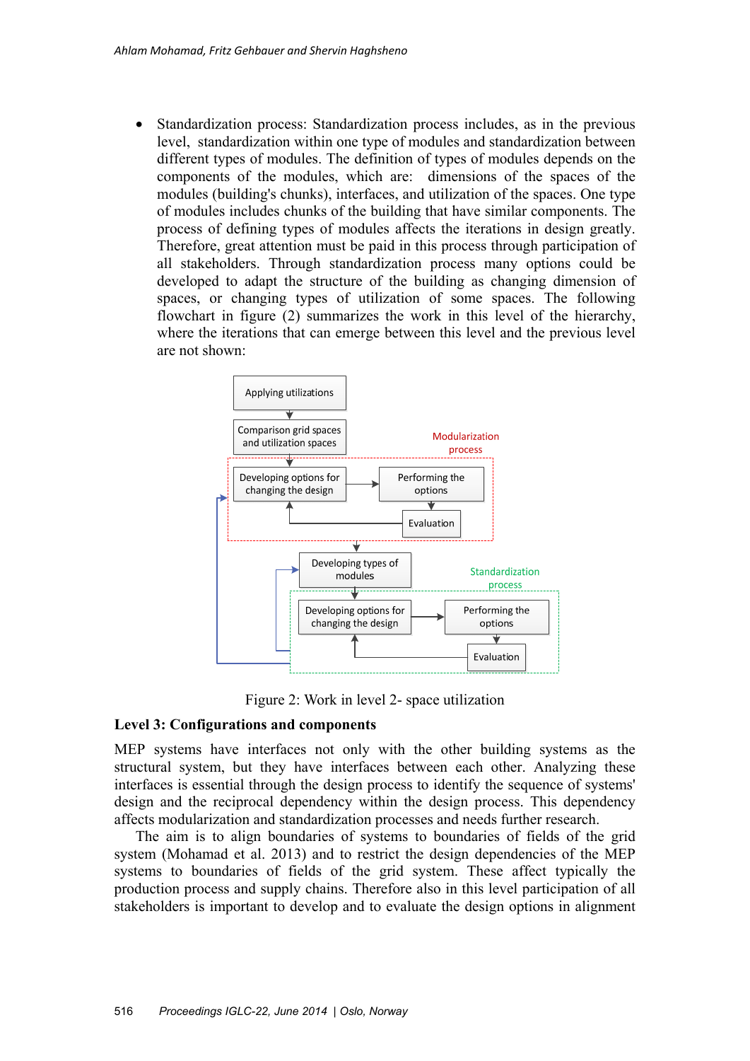- Standardization process: Standardization process includes, as in the previous level, standardization within one type of modules and standardization between different types of modules. The definition of types of modules depends on the components of the modules, which are: dimensions of the spaces of the modules (building's chunks), interfaces, and utilization of the spaces. One type of modules includes chunks of the building that have similar components. The process of defining types of modules affects the iterations in design greatly. Therefore, great attention must be paid in this process through participation of all stakeholders. Through standardization process many options could be developed to adapt the structure of the building as changing dimension of spaces, or changing types of utilization of some spaces. The following flowchart in figure (2) summarizes the work in this level of the hierarchy, where the iterations that can emerge between this level and the previous level are not shown:

Figure 2: Work in level 2- space utilization

**Level 3: Configurations and components**

MEP systems have interfaces not only with the other building systems as the structural system, but they have interfaces between each other. Analyzing these interfaces is essential through the design process to identify the sequence of systems' design and the reciprocal dependency within the design process. This dependency affects modularization and standardization processes and needs further research.

The aim is to align boundaries of systems to boundaries of fields of the grid system (Mohamad et al. 2013) and to restrict the design dependencies of the MEP systems to boundaries of fields of the grid system. These affect typically the production process and supply chains. Therefore also in this level participation of all stakeholders is important to develop and to evaluate the design options in alignment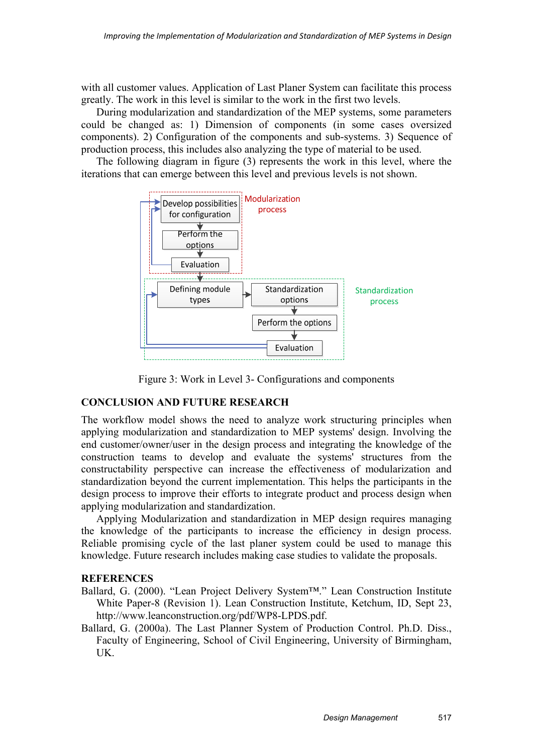with all customer values. Application of Last Planer System can facilitate this process greatly. The work in this level is similar to the work in the first two levels.

During modularization and standardization of the MEP systems, some parameters could be changed as: 1) Dimension of components (in some cases oversized components). 2) Configuration of the components and sub-systems. 3) Sequence of production process, this includes also analyzing the type of material to be used.

The following diagram in figure (3) represents the work in this level, where the iterations that can emerge between this level and previous levels is not shown.

Figure 3: Work in Level 3- Configurations and components

## CONCLUSION AND FUTURE RESEARCH

The workflow model shows the need to analyze work structuring principles when applying modularization and standardization to MEP systems' design. Involving the end customer/owner/user in the design process and integrating the knowledge of the construction teams to develop and evaluate the systems' structures from the constructability perspective can increase the effectiveness of modularization and standardization beyond the current implementation. This helps the participants in the design process to improve their efforts to integrate product and process design when applying modularization and standardization.

Applying Modularization and standardization in MEP design requires managing the knowledge of the participants to increase the efficiency in design process. Reliable promising cycle of the last planer system could be used to manage this knowledge. Future research includes making case studies to validate the proposals.

## REFERENCES

Ballard, G. (2000). "Lean Project Delivery System™." Lean Construction Institute White Paper-8 (Revision 1). Lean Construction Institute, Ketchum, ID, Sept 23, http://www.leanconstruction.org/pdf/WP8-LPDS.pdf.

Ballard, G. (2000a). The Last Planner System of Production Control. Ph.D. Diss., Faculty of Engineering, School of Civil Engineering, University of Birmingham, UK.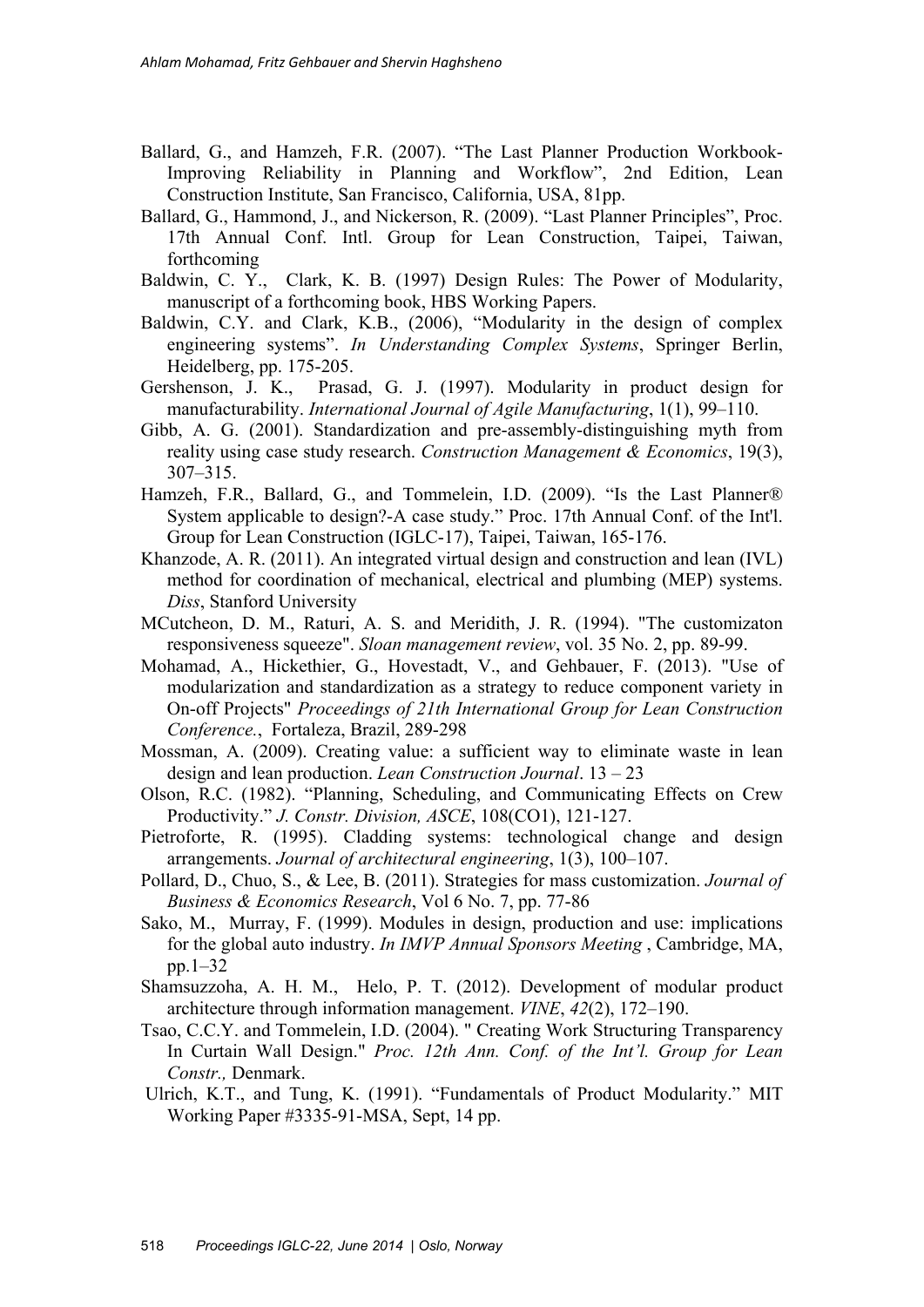Ballard, G., and Hamzeh, F.R. (2007). "The Last Planner Production Workbook-Improving Reliability in Planning and Workflow", 2nd Edition, Lean Construction Institute, San Francisco, California, USA, 81pp.

Ballard, G., Hammond, J., and Nickerson, R. (2009). "Last Planner Principles", Proc. 17th Annual Conf. Intl. Group for Lean Construction, Taipei, Taiwan, forthcoming

Baldwin, C. Y., Clark, K. B. (1997) Design Rules: The Power of Modularity, manuscript of a forthcoming book, HBS Working Papers.

Baldwin, C.Y. and Clark, K.B., (2006), "Modularity in the design of complex engineering systems". *In Understanding Complex Systems*, Springer Berlin, Heidelberg, pp. 175-205.

Gershenson, J. K., Prasad, G. J. (1997). Modularity in product design for manufacturability. *International Journal of Agile Manufacturing*, 1(1), 99–110.

Gibb, A. G. (2001). Standardization and pre-assembly-distinguishing myth from reality using case study research. *Construction Management & Economics*, 19(3), 307–315.

Hamzeh, F.R., Ballard, G., and Tommelein, I.D. (2009). "Is the Last Planner® System applicable to design?-A case study." Proc. 17th Annual Conf. of the Int'l. Group for Lean Construction (IGLC-17), Taipei, Taiwan, 165-176.

Khanzode, A. R. (2011). An integrated virtual design and construction and lean (IVL) method for coordination of mechanical, electrical and plumbing (MEP) systems. *Diss*, Stanford University

MCutcheon, D. M., Raturi, A. S. and Meridith, J. R. (1994). "The customizaton responsiveness squeeze". *Sloan management review*, vol. 35 No. 2, pp. 89-99.

Mohamad, A., Hickethier, G., Hovestadt, V., and Gehbauer, F. (2013). "Use of modularization and standardization as a strategy to reduce component variety in On-off Projects" *Proceedings of 21th International Group for Lean Construction Conference.*, Fortaleza, Brazil, 289-298

Mossman, A. (2009). Creating value: a sufficient way to eliminate waste in lean design and lean production. *Lean Construction Journal*. 13 – 23

Olson, R.C. (1982). "Planning, Scheduling, and Communicating Effects on Crew Productivity." *J. Constr. Division, ASCE*, 108(CO1), 121-127.

Pietroforte, R. (1995). Cladding systems: technological change and design arrangements. *Journal of architectural engineering*, 1(3), 100–107.

Pollard, D., Chuo, S., & Lee, B. (2011). Strategies for mass customization. *Journal of Business & Economics Research*, Vol 6 No. 7, pp. 77-86

Sako, M., Murray, F. (1999). Modules in design, production and use: implications for the global auto industry. *In IMVP Annual Sponsors Meeting* , Cambridge, MA, pp.1–32

Shamsuzzoha, A. H. M., Helo, P. T. (2012). Development of modular product architecture through information management. *VINE*, *42*(2), 172–190.

Tsao, C.C.Y. and Tommelein, I.D. (2004). " Creating Work Structuring Transparency In Curtain Wall Design." *Proc. 12th Ann. Conf. of the Int'l. Group for Lean Constr.,* Denmark.

Ulrich, K.T., and Tung, K. (1991). "Fundamentals of Product Modularity." MIT Working Paper #3335-91-MSA, Sept, 14 pp.